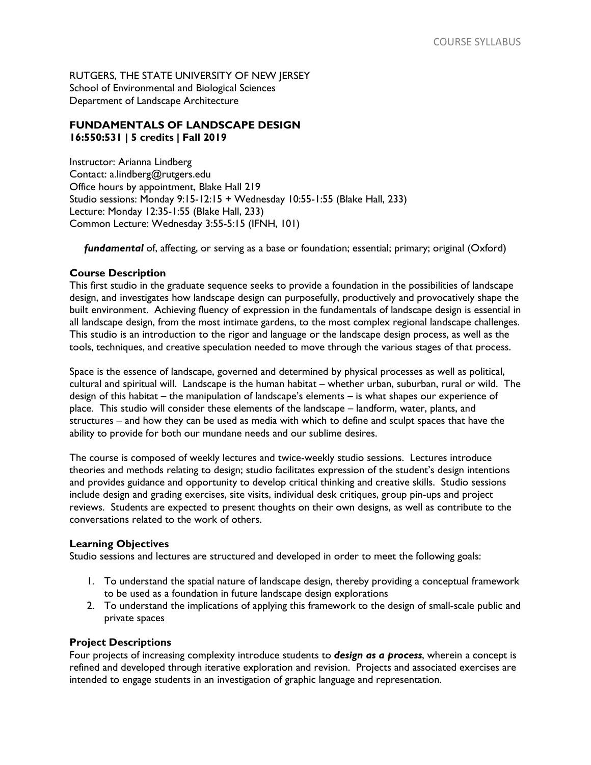RUTGERS, THE STATE UNIVERSITY OF NEW JERSEY
School of Environmental and Biological Sciences
Department of Landscape Architecture

# FUNDAMENTALS OF LANDSCAPE DESIGN
**16:550:531 | 5 credits | Fall 2019**

Instructor: Arianna Lindberg
Contact: a.lindberg@rutgers.edu
Office hours by appointment, Blake Hall 219
Studio sessions: Monday 9:15-12:15 + Wednesday 10:55-1:55 (Blake Hall, 233)
Lecture: Monday 12:35-1:55 (Blake Hall, 233)
Common Lecture: Wednesday 3:55-5:15 (IFNH, 101)

***fundamental*** of, affecting, or serving as a base or foundation; essential; primary; original (Oxford)

## Course Description

This first studio in the graduate sequence seeks to provide a foundation in the possibilities of landscape design, and investigates how landscape design can purposefully, productively and provocatively shape the built environment. Achieving fluency of expression in the fundamentals of landscape design is essential in all landscape design, from the most intimate gardens, to the most complex regional landscape challenges. This studio is an introduction to the rigor and language or the landscape design process, as well as the tools, techniques, and creative speculation needed to move through the various stages of that process.

Space is the essence of landscape, governed and determined by physical processes as well as political, cultural and spiritual will. Landscape is the human habitat – whether urban, suburban, rural or wild. The design of this habitat – the manipulation of landscape's elements – is what shapes our experience of place. This studio will consider these elements of the landscape – landform, water, plants, and structures – and how they can be used as media with which to define and sculpt spaces that have the ability to provide for both our mundane needs and our sublime desires.

The course is composed of weekly lectures and twice-weekly studio sessions. Lectures introduce theories and methods relating to design; studio facilitates expression of the student's design intentions and provides guidance and opportunity to develop critical thinking and creative skills. Studio sessions include design and grading exercises, site visits, individual desk critiques, group pin-ups and project reviews. Students are expected to present thoughts on their own designs, as well as contribute to the conversations related to the work of others.

## Learning Objectives

Studio sessions and lectures are structured and developed in order to meet the following goals:

1. To understand the spatial nature of landscape design, thereby providing a conceptual framework to be used as a foundation in future landscape design explorations
2. To understand the implications of applying this framework to the design of small-scale public and private spaces

## Project Descriptions

Four projects of increasing complexity introduce students to ***design as a process***, wherein a concept is refined and developed through iterative exploration and revision. Projects and associated exercises are intended to engage students in an investigation of graphic language and representation.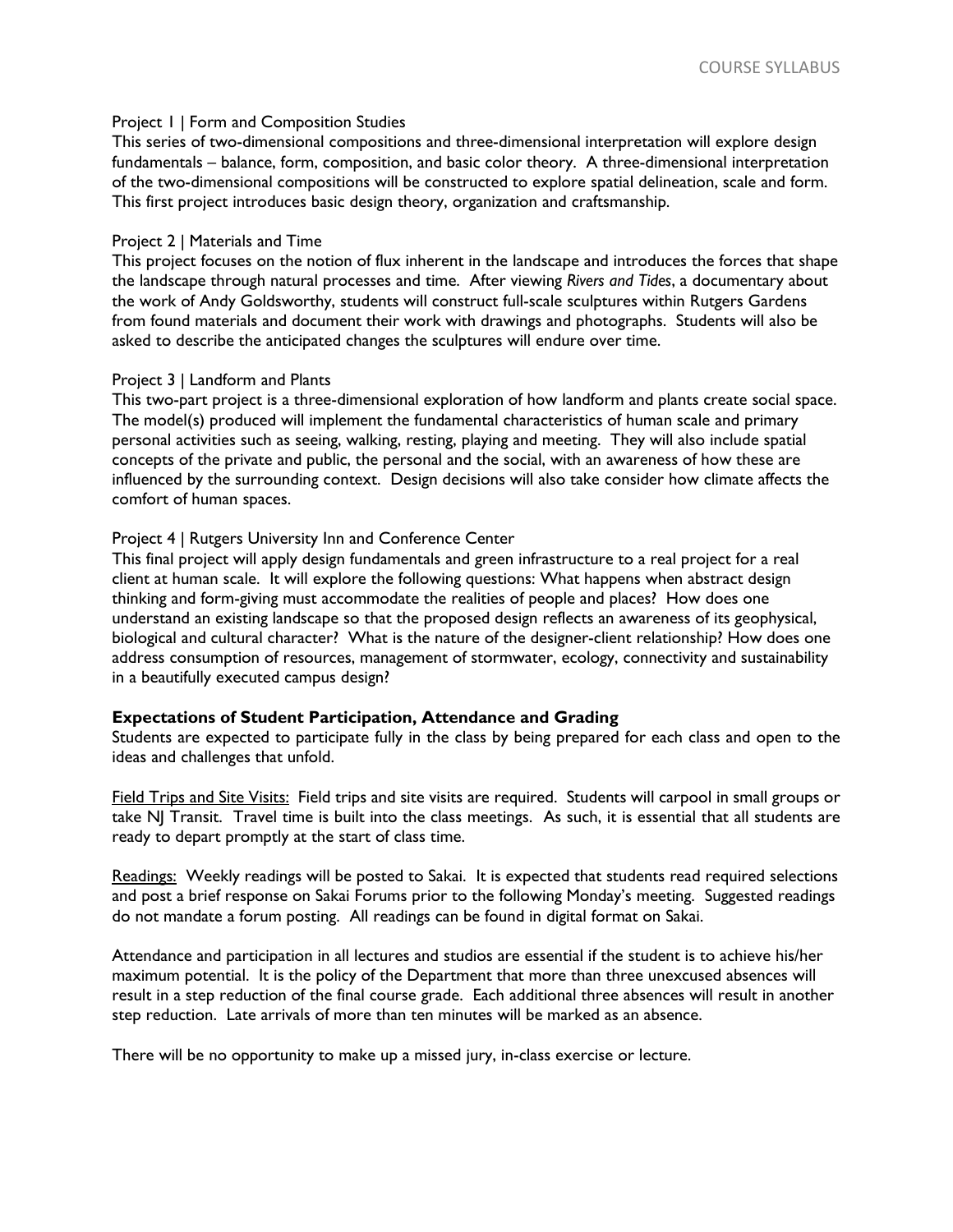Project 1 | Form and Composition Studies

This series of two-dimensional compositions and three-dimensional interpretation will explore design fundamentals – balance, form, composition, and basic color theory. A three-dimensional interpretation of the two-dimensional compositions will be constructed to explore spatial delineation, scale and form. This first project introduces basic design theory, organization and craftsmanship.

Project 2 | Materials and Time

This project focuses on the notion of flux inherent in the landscape and introduces the forces that shape the landscape through natural processes and time. After viewing *Rivers and Tides*, a documentary about the work of Andy Goldsworthy, students will construct full-scale sculptures within Rutgers Gardens from found materials and document their work with drawings and photographs. Students will also be asked to describe the anticipated changes the sculptures will endure over time.

Project 3 | Landform and Plants

This two-part project is a three-dimensional exploration of how landform and plants create social space. The model(s) produced will implement the fundamental characteristics of human scale and primary personal activities such as seeing, walking, resting, playing and meeting. They will also include spatial concepts of the private and public, the personal and the social, with an awareness of how these are influenced by the surrounding context. Design decisions will also take consider how climate affects the comfort of human spaces.

Project 4 | Rutgers University Inn and Conference Center

This final project will apply design fundamentals and green infrastructure to a real project for a real client at human scale. It will explore the following questions: What happens when abstract design thinking and form-giving must accommodate the realities of people and places? How does one understand an existing landscape so that the proposed design reflects an awareness of its geophysical, biological and cultural character? What is the nature of the designer-client relationship? How does one address consumption of resources, management of stormwater, ecology, connectivity and sustainability in a beautifully executed campus design?

**Expectations of Student Participation, Attendance and Grading**

Students are expected to participate fully in the class by being prepared for each class and open to the ideas and challenges that unfold.

<u>Field Trips and Site Visits:</u> Field trips and site visits are required. Students will carpool in small groups or take NJ Transit. Travel time is built into the class meetings. As such, it is essential that all students are ready to depart promptly at the start of class time.

<u>Readings:</u> Weekly readings will be posted to Sakai. It is expected that students read required selections and post a brief response on Sakai Forums prior to the following Monday's meeting. Suggested readings do not mandate a forum posting. All readings can be found in digital format on Sakai.

Attendance and participation in all lectures and studios are essential if the student is to achieve his/her maximum potential. It is the policy of the Department that more than three unexcused absences will result in a step reduction of the final course grade. Each additional three absences will result in another step reduction. Late arrivals of more than ten minutes will be marked as an absence.

There will be no opportunity to make up a missed jury, in-class exercise or lecture.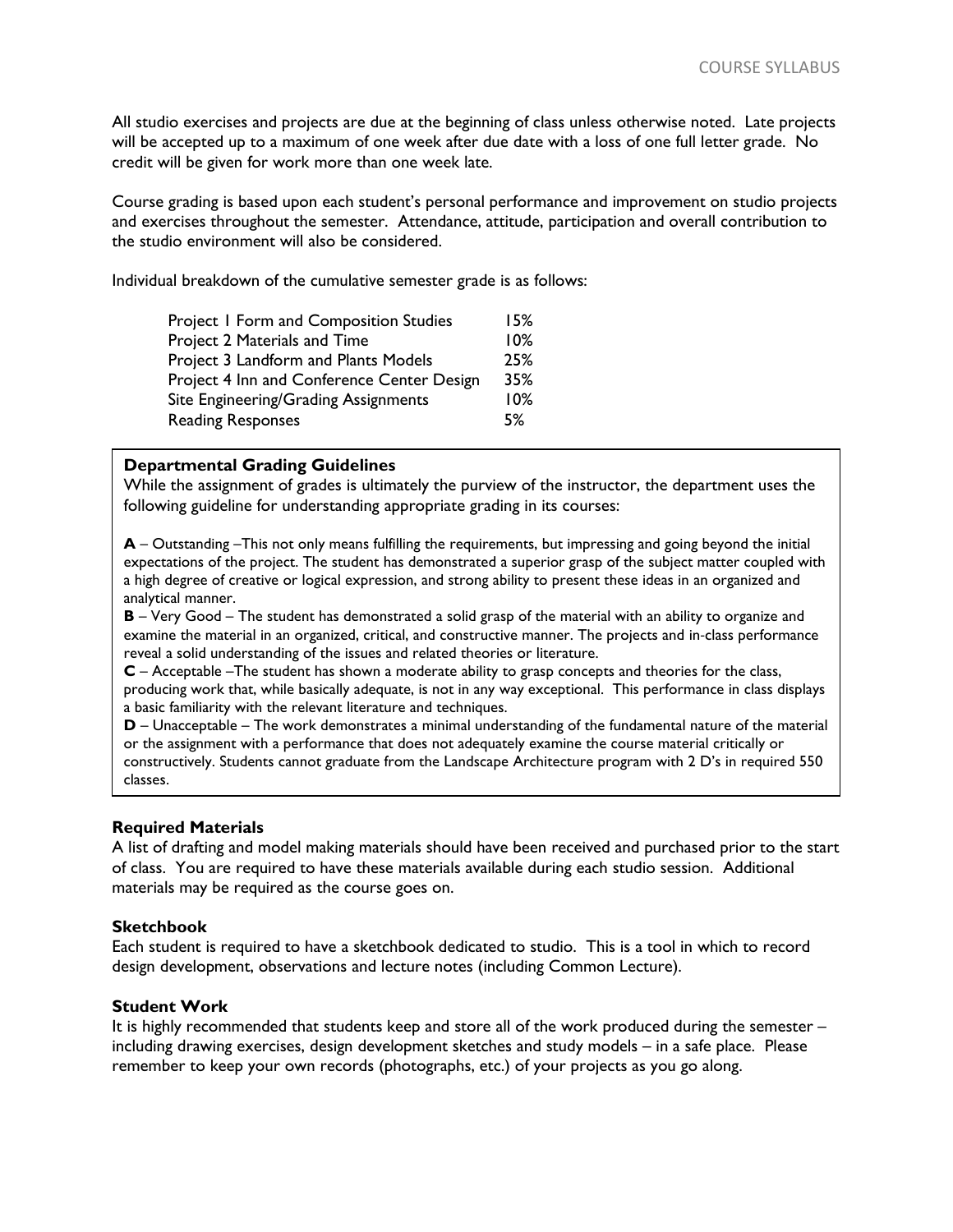All studio exercises and projects are due at the beginning of class unless otherwise noted. Late projects will be accepted up to a maximum of one week after due date with a loss of one full letter grade. No credit will be given for work more than one week late.

Course grading is based upon each student's personal performance and improvement on studio projects and exercises throughout the semester. Attendance, attitude, participation and overall contribution to the studio environment will also be considered.

Individual breakdown of the cumulative semester grade is as follows:

| Assignment | Weight |
| --- | --- |
| Project 1 Form and Composition Studies | 15% |
| Project 2 Materials and Time | 10% |
| Project 3 Landform and Plants Models | 25% |
| Project 4 Inn and Conference Center Design | 35% |
| Site Engineering/Grading Assignments | 10% |
| Reading Responses | 5% |

**Departmental Grading Guidelines**

While the assignment of grades is ultimately the purview of the instructor, the department uses the following guideline for understanding appropriate grading in its courses:

**A** – Outstanding –This not only means fulfilling the requirements, but impressing and going beyond the initial expectations of the project. The student has demonstrated a superior grasp of the subject matter coupled with a high degree of creative or logical expression, and strong ability to present these ideas in an organized and analytical manner.

**B** – Very Good – The student has demonstrated a solid grasp of the material with an ability to organize and examine the material in an organized, critical, and constructive manner. The projects and in-class performance reveal a solid understanding of the issues and related theories or literature.

**C** – Acceptable –The student has shown a moderate ability to grasp concepts and theories for the class, producing work that, while basically adequate, is not in any way exceptional. This performance in class displays a basic familiarity with the relevant literature and techniques.

**D** – Unacceptable – The work demonstrates a minimal understanding of the fundamental nature of the material or the assignment with a performance that does not adequately examine the course material critically or constructively. Students cannot graduate from the Landscape Architecture program with 2 D's in required 550 classes.

**Required Materials**

A list of drafting and model making materials should have been received and purchased prior to the start of class. You are required to have these materials available during each studio session. Additional materials may be required as the course goes on.

**Sketchbook**

Each student is required to have a sketchbook dedicated to studio. This is a tool in which to record design development, observations and lecture notes (including Common Lecture).

**Student Work**

It is highly recommended that students keep and store all of the work produced during the semester – including drawing exercises, design development sketches and study models – in a safe place. Please remember to keep your own records (photographs, etc.) of your projects as you go along.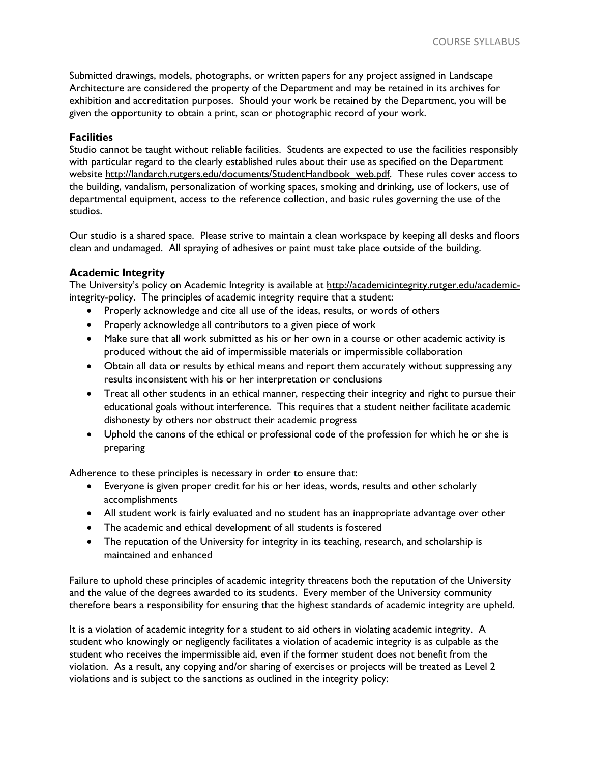Submitted drawings, models, photographs, or written papers for any project assigned in Landscape Architecture are considered the property of the Department and may be retained in its archives for exhibition and accreditation purposes. Should your work be retained by the Department, you will be given the opportunity to obtain a print, scan or photographic record of your work.

**Facilities**

Studio cannot be taught without reliable facilities. Students are expected to use the facilities responsibly with particular regard to the clearly established rules about their use as specified on the Department website http://landarch.rutgers.edu/documents/StudentHandbook_web.pdf. These rules cover access to the building, vandalism, personalization of working spaces, smoking and drinking, use of lockers, use of departmental equipment, access to the reference collection, and basic rules governing the use of the studios.

Our studio is a shared space. Please strive to maintain a clean workspace by keeping all desks and floors clean and undamaged. All spraying of adhesives or paint must take place outside of the building.

**Academic Integrity**

The University's policy on Academic Integrity is available at http://academicintegrity.rutger.edu/academic-integrity-policy. The principles of academic integrity require that a student:

- Properly acknowledge and cite all use of the ideas, results, or words of others
- Properly acknowledge all contributors to a given piece of work
- Make sure that all work submitted as his or her own in a course or other academic activity is produced without the aid of impermissible materials or impermissible collaboration
- Obtain all data or results by ethical means and report them accurately without suppressing any results inconsistent with his or her interpretation or conclusions
- Treat all other students in an ethical manner, respecting their integrity and right to pursue their educational goals without interference. This requires that a student neither facilitate academic dishonesty by others nor obstruct their academic progress
- Uphold the canons of the ethical or professional code of the profession for which he or she is preparing

Adherence to these principles is necessary in order to ensure that:

- Everyone is given proper credit for his or her ideas, words, results and other scholarly accomplishments
- All student work is fairly evaluated and no student has an inappropriate advantage over other
- The academic and ethical development of all students is fostered
- The reputation of the University for integrity in its teaching, research, and scholarship is maintained and enhanced

Failure to uphold these principles of academic integrity threatens both the reputation of the University and the value of the degrees awarded to its students. Every member of the University community therefore bears a responsibility for ensuring that the highest standards of academic integrity are upheld.

It is a violation of academic integrity for a student to aid others in violating academic integrity. A student who knowingly or negligently facilitates a violation of academic integrity is as culpable as the student who receives the impermissible aid, even if the former student does not benefit from the violation. As a result, any copying and/or sharing of exercises or projects will be treated as Level 2 violations and is subject to the sanctions as outlined in the integrity policy: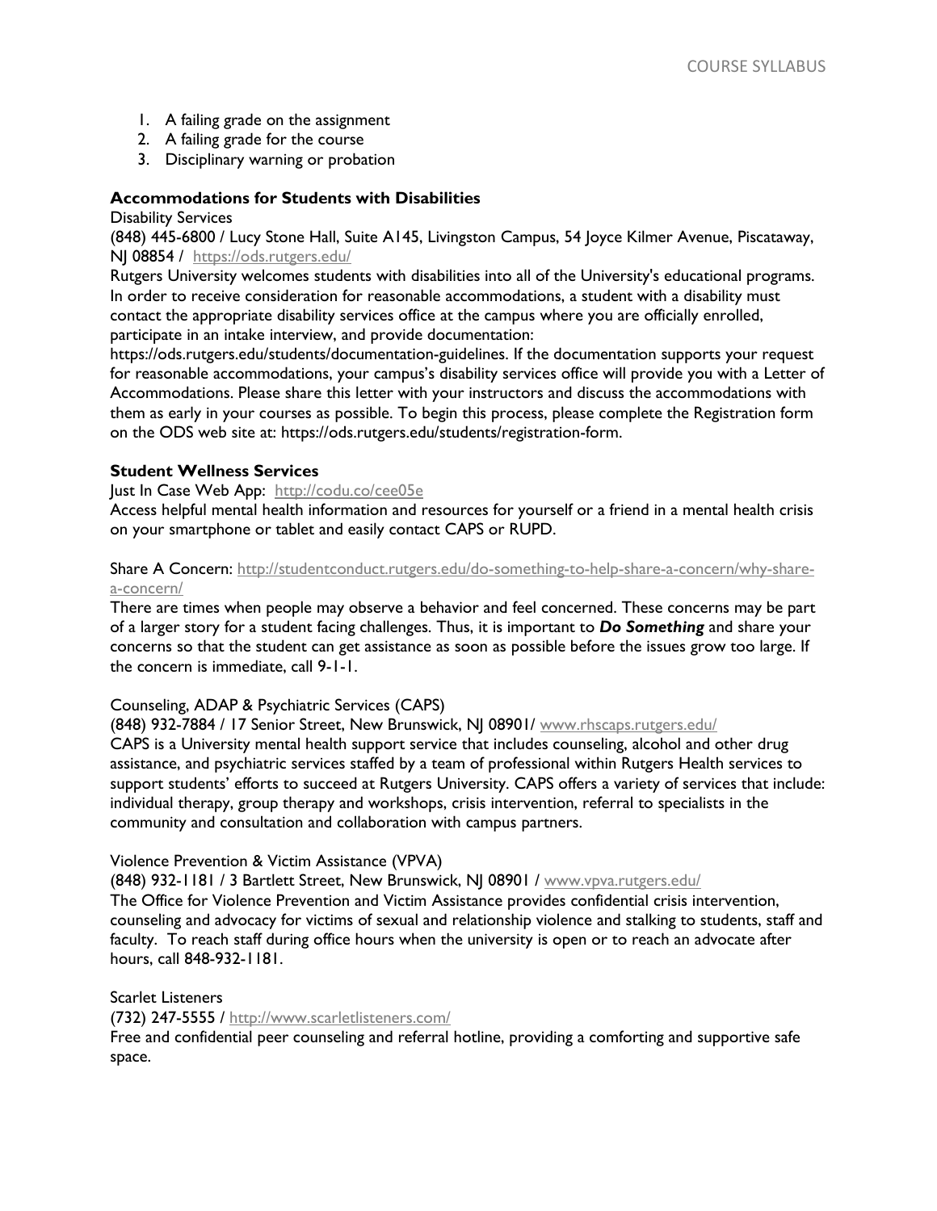1. A failing grade on the assignment
2. A failing grade for the course
3. Disciplinary warning or probation

**Accommodations for Students with Disabilities**

Disability Services

(848) 445-6800 / Lucy Stone Hall, Suite A145, Livingston Campus, 54 Joyce Kilmer Avenue, Piscataway, NJ 08854 / https://ods.rutgers.edu/

Rutgers University welcomes students with disabilities into all of the University's educational programs. In order to receive consideration for reasonable accommodations, a student with a disability must contact the appropriate disability services office at the campus where you are officially enrolled, participate in an intake interview, and provide documentation: https://ods.rutgers.edu/students/documentation-guidelines. If the documentation supports your request for reasonable accommodations, your campus's disability services office will provide you with a Letter of Accommodations. Please share this letter with your instructors and discuss the accommodations with them as early in your courses as possible. To begin this process, please complete the Registration form on the ODS web site at: https://ods.rutgers.edu/students/registration-form.

**Student Wellness Services**

Just In Case Web App: http://codu.co/cee05e

Access helpful mental health information and resources for yourself or a friend in a mental health crisis on your smartphone or tablet and easily contact CAPS or RUPD.

Share A Concern: http://studentconduct.rutgers.edu/do-something-to-help-share-a-concern/why-share-a-concern/

There are times when people may observe a behavior and feel concerned. These concerns may be part of a larger story for a student facing challenges. Thus, it is important to ***Do Something*** and share your concerns so that the student can get assistance as soon as possible before the issues grow too large. If the concern is immediate, call 9-1-1.

Counseling, ADAP & Psychiatric Services (CAPS)

(848) 932-7884 / 17 Senior Street, New Brunswick, NJ 08901/ www.rhscaps.rutgers.edu/

CAPS is a University mental health support service that includes counseling, alcohol and other drug assistance, and psychiatric services staffed by a team of professional within Rutgers Health services to support students' efforts to succeed at Rutgers University. CAPS offers a variety of services that include: individual therapy, group therapy and workshops, crisis intervention, referral to specialists in the community and consultation and collaboration with campus partners.

Violence Prevention & Victim Assistance (VPVA)

(848) 932-1181 / 3 Bartlett Street, New Brunswick, NJ 08901 / www.vpva.rutgers.edu/

The Office for Violence Prevention and Victim Assistance provides confidential crisis intervention, counseling and advocacy for victims of sexual and relationship violence and stalking to students, staff and faculty. To reach staff during office hours when the university is open or to reach an advocate after hours, call 848-932-1181.

Scarlet Listeners

(732) 247-5555 / http://www.scarletlisteners.com/

Free and confidential peer counseling and referral hotline, providing a comforting and supportive safe space.